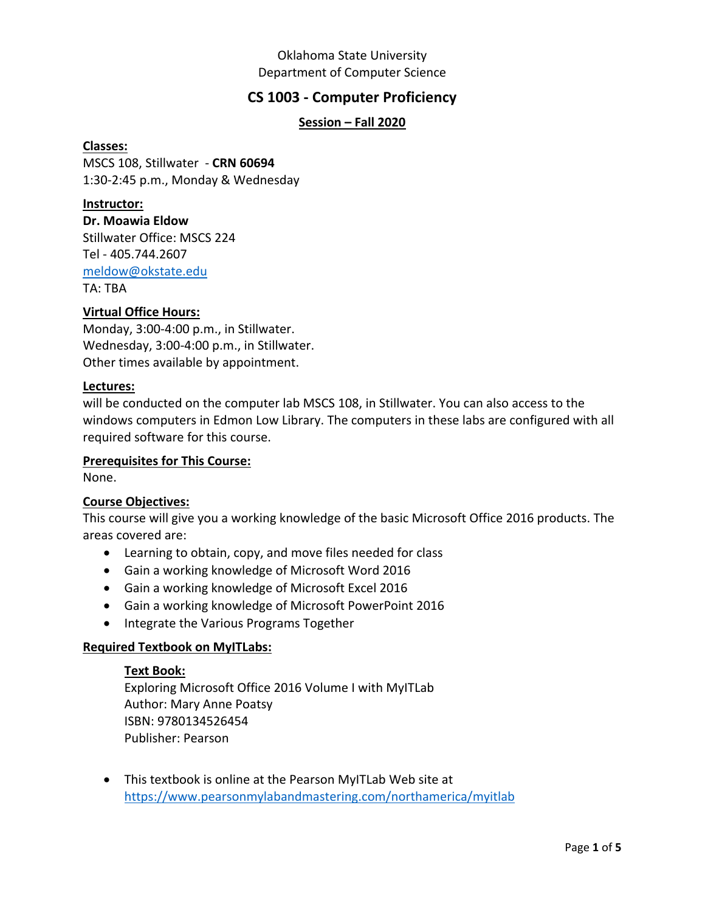Oklahoma State University
Department of Computer Science

# CS 1003 - Computer Proficiency

## Session – Fall 2020

**Classes:**
MSCS 108, Stillwater - **CRN 60694**
1:30-2:45 p.m., Monday & Wednesday

**Instructor:**
**Dr. Moawia Eldow**
Stillwater Office: MSCS 224
Tel - 405.744.2607
meldow@okstate.edu
TA: TBA

**Virtual Office Hours:**
Monday, 3:00-4:00 p.m., in Stillwater.
Wednesday, 3:00-4:00 p.m., in Stillwater.
Other times available by appointment.

**Lectures:**
will be conducted on the computer lab MSCS 108, in Stillwater. You can also access to the windows computers in Edmon Low Library. The computers in these labs are configured with all required software for this course.

**Prerequisites for This Course:**
None.

**Course Objectives:**
This course will give you a working knowledge of the basic Microsoft Office 2016 products. The areas covered are:

- Learning to obtain, copy, and move files needed for class
- Gain a working knowledge of Microsoft Word 2016
- Gain a working knowledge of Microsoft Excel 2016
- Gain a working knowledge of Microsoft PowerPoint 2016
- Integrate the Various Programs Together

**Required Textbook on MyITLabs:**

**Text Book:**
Exploring Microsoft Office 2016 Volume I with MyITLab
Author: Mary Anne Poatsy
ISBN: 9780134526454
Publisher: Pearson

- This textbook is online at the Pearson MyITLab Web site at https://www.pearsonmylabandmastering.com/northamerica/myitlab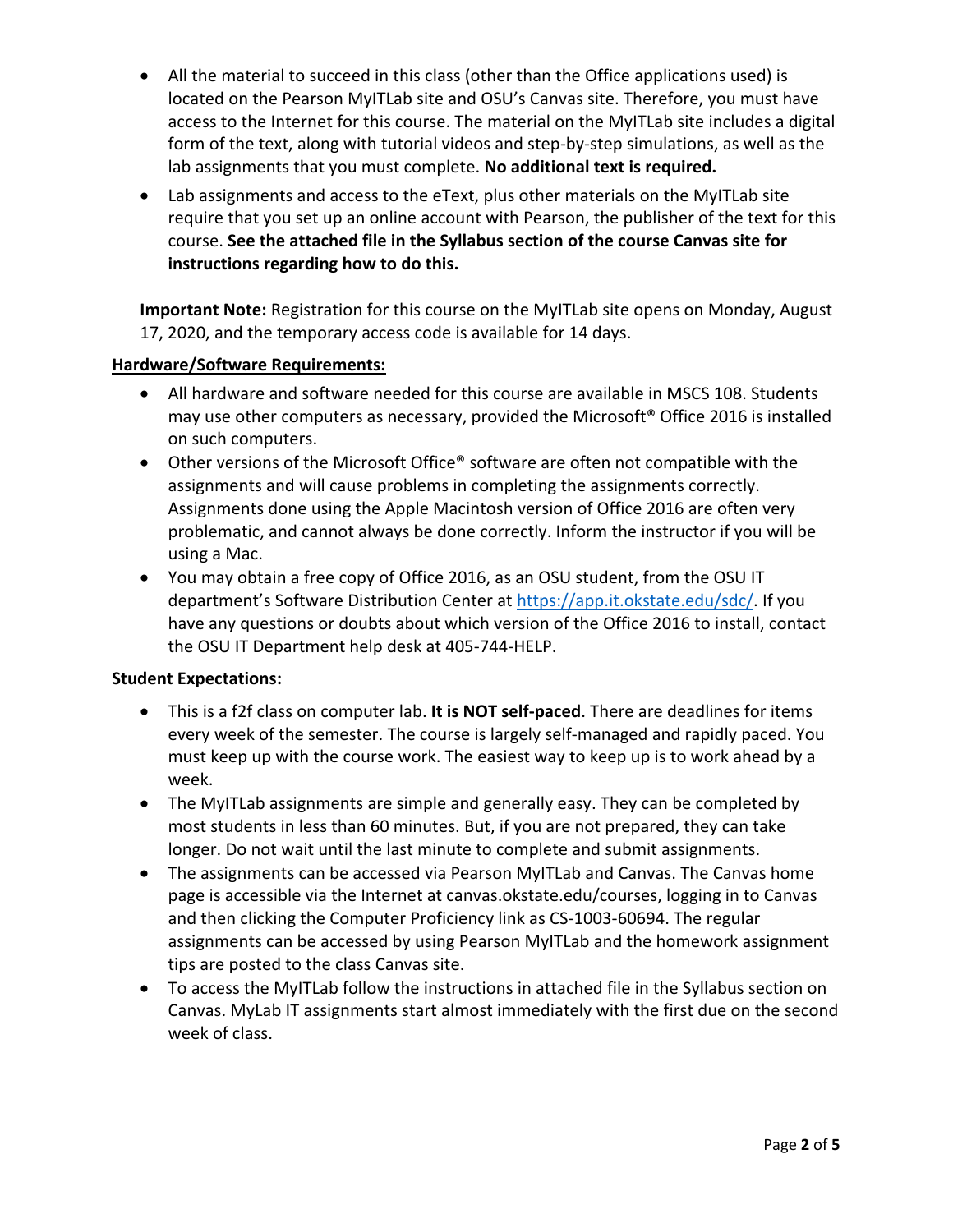- All the material to succeed in this class (other than the Office applications used) is located on the Pearson MyITLab site and OSU's Canvas site. Therefore, you must have access to the Internet for this course. The material on the MyITLab site includes a digital form of the text, along with tutorial videos and step-by-step simulations, as well as the lab assignments that you must complete. **No additional text is required.**
- Lab assignments and access to the eText, plus other materials on the MyITLab site require that you set up an online account with Pearson, the publisher of the text for this course. **See the attached file in the Syllabus section of the course Canvas site for instructions regarding how to do this.**

**Important Note:** Registration for this course on the MyITLab site opens on Monday, August 17, 2020, and the temporary access code is available for 14 days.

**Hardware/Software Requirements:**

- All hardware and software needed for this course are available in MSCS 108. Students may use other computers as necessary, provided the Microsoft® Office 2016 is installed on such computers.
- Other versions of the Microsoft Office® software are often not compatible with the assignments and will cause problems in completing the assignments correctly. Assignments done using the Apple Macintosh version of Office 2016 are often very problematic, and cannot always be done correctly. Inform the instructor if you will be using a Mac.
- You may obtain a free copy of Office 2016, as an OSU student, from the OSU IT department's Software Distribution Center at [https://app.it.okstate.edu/sdc/](https://app.it.okstate.edu/sdc/). If you have any questions or doubts about which version of the Office 2016 to install, contact the OSU IT Department help desk at 405-744-HELP.

**Student Expectations:**

- This is a f2f class on computer lab. **It is NOT self-paced**. There are deadlines for items every week of the semester. The course is largely self-managed and rapidly paced. You must keep up with the course work. The easiest way to keep up is to work ahead by a week.
- The MyITLab assignments are simple and generally easy. They can be completed by most students in less than 60 minutes. But, if you are not prepared, they can take longer. Do not wait until the last minute to complete and submit assignments.
- The assignments can be accessed via Pearson MyITLab and Canvas. The Canvas home page is accessible via the Internet at canvas.okstate.edu/courses, logging in to Canvas and then clicking the Computer Proficiency link as CS-1003-60694. The regular assignments can be accessed by using Pearson MyITLab and the homework assignment tips are posted to the class Canvas site.
- To access the MyITLab follow the instructions in attached file in the Syllabus section on Canvas. MyLab IT assignments start almost immediately with the first due on the second week of class.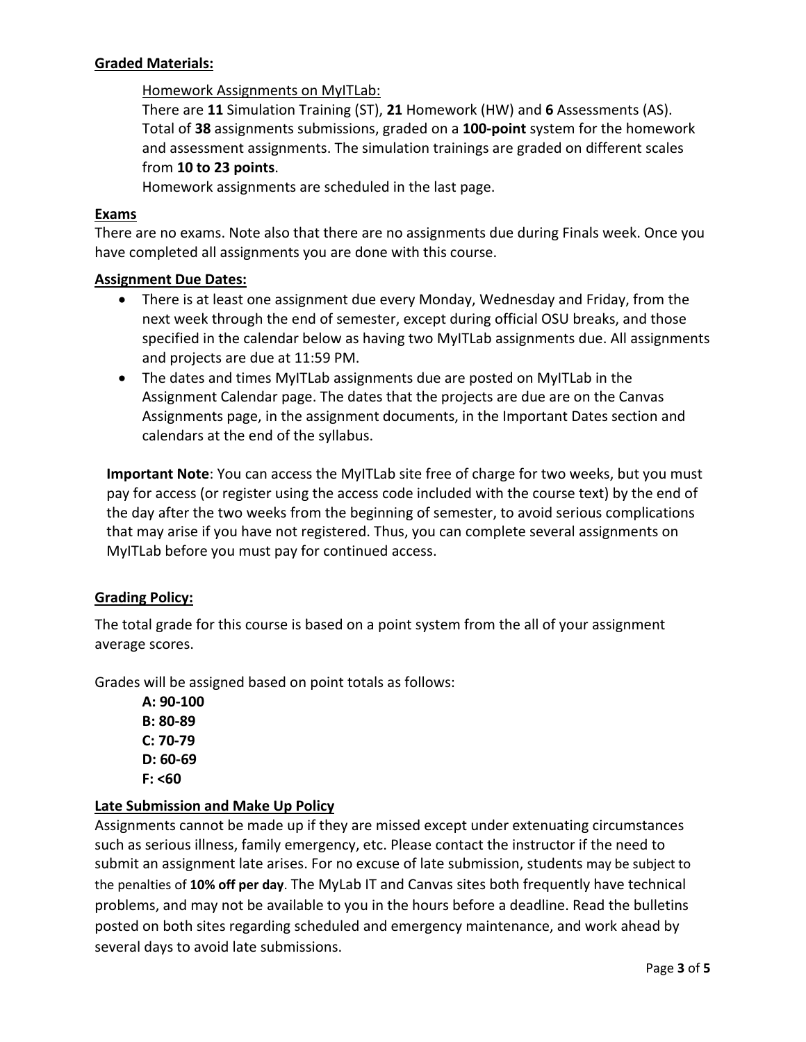**Graded Materials:**

Homework Assignments on MyITLab:

There are **11** Simulation Training (ST), **21** Homework (HW) and **6** Assessments (AS). Total of **38** assignments submissions, graded on a **100-point** system for the homework and assessment assignments. The simulation trainings are graded on different scales from **10 to 23 points**.

Homework assignments are scheduled in the last page.

**Exams**

There are no exams. Note also that there are no assignments due during Finals week. Once you have completed all assignments you are done with this course.

**Assignment Due Dates:**

- There is at least one assignment due every Monday, Wednesday and Friday, from the next week through the end of semester, except during official OSU breaks, and those specified in the calendar below as having two MyITLab assignments due. All assignments and projects are due at 11:59 PM.
- The dates and times MyITLab assignments due are posted on MyITLab in the Assignment Calendar page. The dates that the projects are due are on the Canvas Assignments page, in the assignment documents, in the Important Dates section and calendars at the end of the syllabus.

**Important Note**: You can access the MyITLab site free of charge for two weeks, but you must pay for access (or register using the access code included with the course text) by the end of the day after the two weeks from the beginning of semester, to avoid serious complications that may arise if you have not registered. Thus, you can complete several assignments on MyITLab before you must pay for continued access.

**Grading Policy:**

The total grade for this course is based on a point system from the all of your assignment average scores.

Grades will be assigned based on point totals as follows:

**A: 90-100**
**B: 80-89**
**C: 70-79**
**D: 60-69**
**F: <60**

**Late Submission and Make Up Policy**

Assignments cannot be made up if they are missed except under extenuating circumstances such as serious illness, family emergency, etc. Please contact the instructor if the need to submit an assignment late arises. For no excuse of late submission, students may be subject to the penalties of **10% off per day**. The MyLab IT and Canvas sites both frequently have technical problems, and may not be available to you in the hours before a deadline. Read the bulletins posted on both sites regarding scheduled and emergency maintenance, and work ahead by several days to avoid late submissions.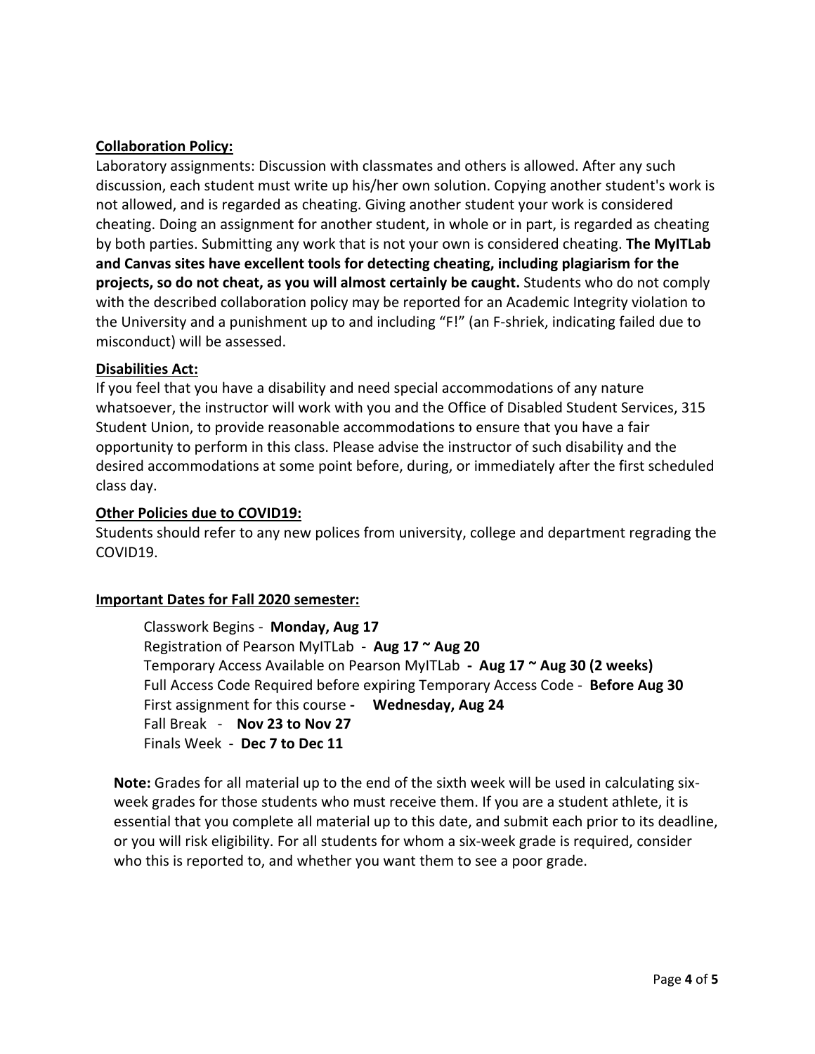**Collaboration Policy:**

Laboratory assignments: Discussion with classmates and others is allowed. After any such discussion, each student must write up his/her own solution. Copying another student's work is not allowed, and is regarded as cheating. Giving another student your work is considered cheating. Doing an assignment for another student, in whole or in part, is regarded as cheating by both parties. Submitting any work that is not your own is considered cheating. **The MyITLab and Canvas sites have excellent tools for detecting cheating, including plagiarism for the projects, so do not cheat, as you will almost certainly be caught.** Students who do not comply with the described collaboration policy may be reported for an Academic Integrity violation to the University and a punishment up to and including "F!" (an F-shriek, indicating failed due to misconduct) will be assessed.

**Disabilities Act:**

If you feel that you have a disability and need special accommodations of any nature whatsoever, the instructor will work with you and the Office of Disabled Student Services, 315 Student Union, to provide reasonable accommodations to ensure that you have a fair opportunity to perform in this class. Please advise the instructor of such disability and the desired accommodations at some point before, during, or immediately after the first scheduled class day.

**Other Policies due to COVID19:**

Students should refer to any new polices from university, college and department regrading the COVID19.

**Important Dates for Fall 2020 semester:**

Classwork Begins - **Monday, Aug 17**
Registration of Pearson MyITLab - **Aug 17 ~ Aug 20**
Temporary Access Available on Pearson MyITLab **- Aug 17 ~ Aug 30 (2 weeks)**
Full Access Code Required before expiring Temporary Access Code - **Before Aug 30**
First assignment for this course **- Wednesday, Aug 24**
Fall Break - **Nov 23 to Nov 27**
Finals Week - **Dec 7 to Dec 11**

**Note:** Grades for all material up to the end of the sixth week will be used in calculating six-week grades for those students who must receive them. If you are a student athlete, it is essential that you complete all material up to this date, and submit each prior to its deadline, or you will risk eligibility. For all students for whom a six-week grade is required, consider who this is reported to, and whether you want them to see a poor grade.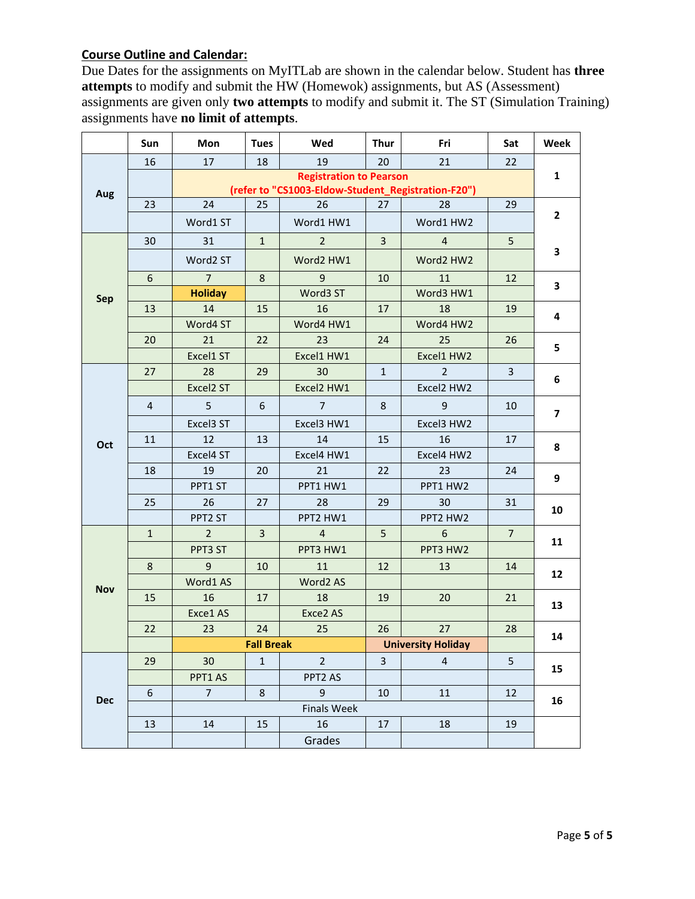**Course Outline and Calendar:**

Due Dates for the assignments on MyITLab are shown in the calendar below. Student has **three attempts** to modify and submit the HW (Homewok) assignments, but AS (Assessment) assignments are given only **two attempts** to modify and submit it. The ST (Simulation Training) assignments have **no limit of attempts**.

| | Sun | Mon | Tues | Wed | Thur | Fri | Sat | Week |
|---|---|---|---|---|---|---|---|---|
| Aug | 16 | 17 | 18 | 19 | 20 | 21 | 22 | 1 |
| | | Registration to Pearson (refer to "CS1003-Eldow-Student_Registration-F20") | | | | | | |
| | 23 | 24 | 25 | 26 | 27 | 28 | 29 | 2 |
| | | Word1 ST | | Word1 HW1 | | Word1 HW2 | | |
| Sep | 30 | 31 | 1 | 2 | 3 | 4 | 5 | 3 |
| | | Word2 ST | | Word2 HW1 | | Word2 HW2 | | |
| | 6 | 7 | 8 | 9 | 10 | 11 | 12 | 3 |
| | | Holiday | | Word3 ST | | Word3 HW1 | | |
| | 13 | 14 | 15 | 16 | 17 | 18 | 19 | 4 |
| | | Word4 ST | | Word4 HW1 | | Word4 HW2 | | |
| | 20 | 21 | 22 | 23 | 24 | 25 | 26 | 5 |
| | | Excel1 ST | | Excel1 HW1 | | Excel1 HW2 | | |
| Oct | 27 | 28 | 29 | 30 | 1 | 2 | 3 | 6 |
| | | Excel2 ST | | Excel2 HW1 | | Excel2 HW2 | | |
| | 4 | 5 | 6 | 7 | 8 | 9 | 10 | 7 |
| | | Excel3 ST | | Excel3 HW1 | | Excel3 HW2 | | |
| | 11 | 12 | 13 | 14 | 15 | 16 | 17 | 8 |
| | | Excel4 ST | | Excel4 HW1 | | Excel4 HW2 | | |
| | 18 | 19 | 20 | 21 | 22 | 23 | 24 | 9 |
| | | PPT1 ST | | PPT1 HW1 | | PPT1 HW2 | | |
| | 25 | 26 | 27 | 28 | 29 | 30 | 31 | 10 |
| | | PPT2 ST | | PPT2 HW1 | | PPT2 HW2 | | |
| Nov | 1 | 2 | 3 | 4 | 5 | 6 | 7 | 11 |
| | | PPT3 ST | | PPT3 HW1 | | PPT3 HW2 | | |
| | 8 | 9 | 10 | 11 | 12 | 13 | 14 | 12 |
| | | Word1 AS | | Word2 AS | | | | |
| | 15 | 16 | 17 | 18 | 19 | 20 | 21 | 13 |
| | | Exce1 AS | | Exce2 AS | | | | |
| | 22 | 23 | 24 | 25 | 26 | 27 | 28 | 14 |
| | | Fall Break | | | University Holiday | | | |
| Dec | 29 | 30 | 1 | 2 | 3 | 4 | 5 | 15 |
| | | PPT1 AS | | PPT2 AS | | | | |
| | 6 | 7 | 8 | 9 | 10 | 11 | 12 | 16 |
| | | Finals Week | | | | | | |
| | 13 | 14 | 15 | 16 | 17 | 18 | 19 | |
| | | | | Grades | | | | |